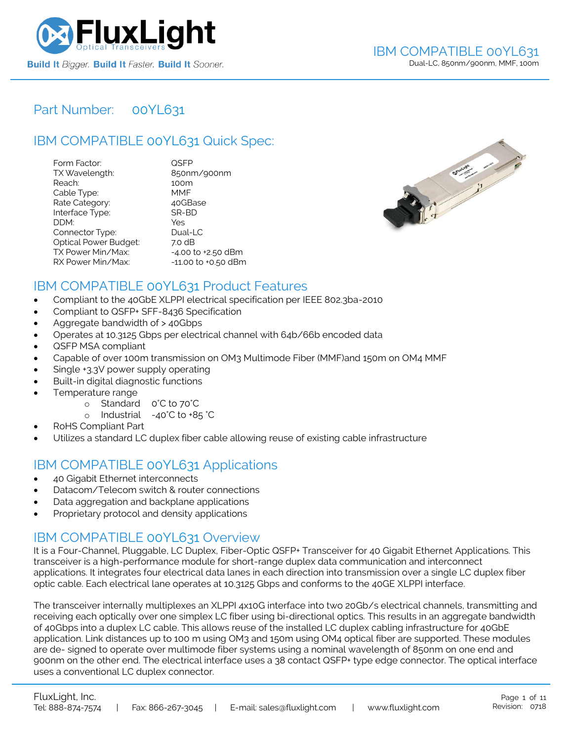# IBM COMPATIBLE 00YL631

Dual-LC, 850nm/900nm, MMF, 100m

## Part Number: 00YL631

## IBM COMPATIBLE 00YL631 Quick Spec:

| | |
|---|---|
| Form Factor: | QSFP |
| TX Wavelength: | 850nm/900nm |
| Reach: | 100m |
| Cable Type: | MMF |
| Rate Category: | 40GBase |
| Interface Type: | SR-BD |
| DDM: | Yes |
| Connector Type: | Dual-LC |
| Optical Power Budget: | 7.0 dB |
| TX Power Min/Max: | -4.00 to +2.50 dBm |
| RX Power Min/Max: | -11.00 to +0.50 dBm |

## IBM COMPATIBLE 00YL631 Product Features

- Compliant to the 40GbE XLPPI electrical specification per IEEE 802.3ba-2010
- Compliant to QSFP+ SFF-8436 Specification
- Aggregate bandwidth of > 40Gbps
- Operates at 10.3125 Gbps per electrical channel with 64b/66b encoded data
- QSFP MSA compliant
- Capable of over 100m transmission on OM3 Multimode Fiber (MMF)and 150m on OM4 MMF
- Single +3.3V power supply operating
- Built-in digital diagnostic functions
- Temperature range
  - Standard 0°C to 70°C
  - Industrial -40°C to +85 °C
- RoHS Compliant Part
- Utilizes a standard LC duplex fiber cable allowing reuse of existing cable infrastructure

## IBM COMPATIBLE 00YL631 Applications

- 40 Gigabit Ethernet interconnects
- Datacom/Telecom switch & router connections
- Data aggregation and backplane applications
- Proprietary protocol and density applications

## IBM COMPATIBLE 00YL631 Overview

It is a Four-Channel, Pluggable, LC Duplex, Fiber-Optic QSFP+ Transceiver for 40 Gigabit Ethernet Applications. This transceiver is a high-performance module for short-range duplex data communication and interconnect applications. It integrates four electrical data lanes in each direction into transmission over a single LC duplex fiber optic cable. Each electrical lane operates at 10.3125 Gbps and conforms to the 40GE XLPPI interface.

The transceiver internally multiplexes an XLPPI 4x10G interface into two 20Gb/s electrical channels, transmitting and receiving each optically over one simplex LC fiber using bi-directional optics. This results in an aggregate bandwidth of 40Gbps into a duplex LC cable. This allows reuse of the installed LC duplex cabling infrastructure for 40GbE application. Link distances up to 100 m using OM3 and 150m using OM4 optical fiber are supported. These modules are de- signed to operate over multimode fiber systems using a nominal wavelength of 850nm on one end and 900nm on the other end. The electrical interface uses a 38 contact QSFP+ type edge connector. The optical interface uses a conventional LC duplex connector.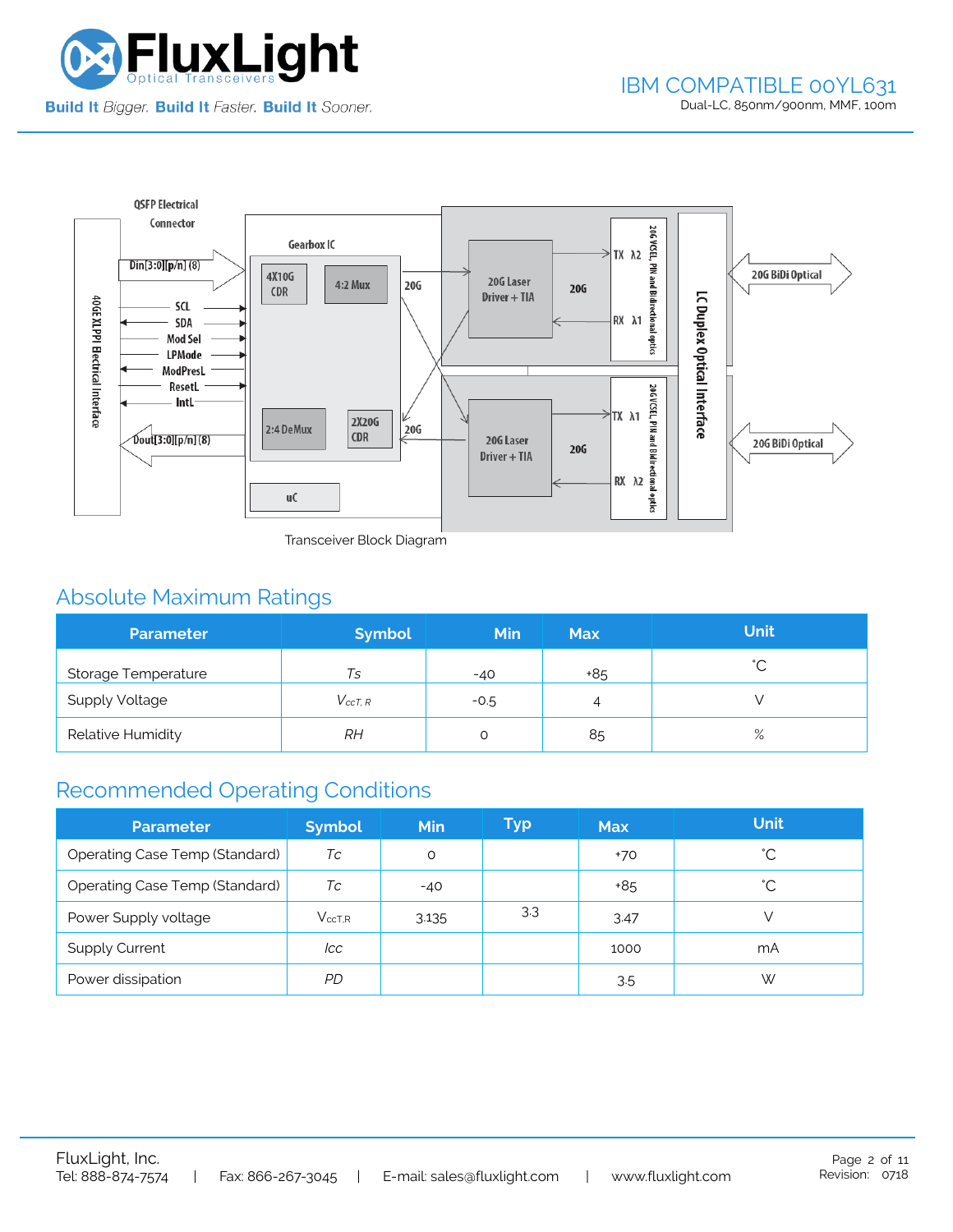Transceiver Block Diagram

## Absolute Maximum Ratings

| Parameter | Symbol | Min | Max | Unit |
|---|---|---|---|---|
| Storage Temperature | *Ts* | -40 | +85 | ˚C |
| Supply Voltage | $V_{ccT,R}$ | -0.5 | 4 | V |
| Relative Humidity | *RH* | 0 | 85 | % |

## Recommended Operating Conditions

| Parameter | Symbol | Min | Typ | Max | Unit |
|---|---|---|---|---|---|
| Operating Case Temp (Standard) | *Tc* | 0 | | +70 | ˚C |
| Operating Case Temp (Standard) | *Tc* | -40 | | +85 | ˚C |
| Power Supply voltage | $V_{ccT,R}$ | 3.135 | 3.3 | 3.47 | V |
| Supply Current | *Icc* | | | 1000 | mA |
| Power dissipation | *PD* | | | 3.5 | W |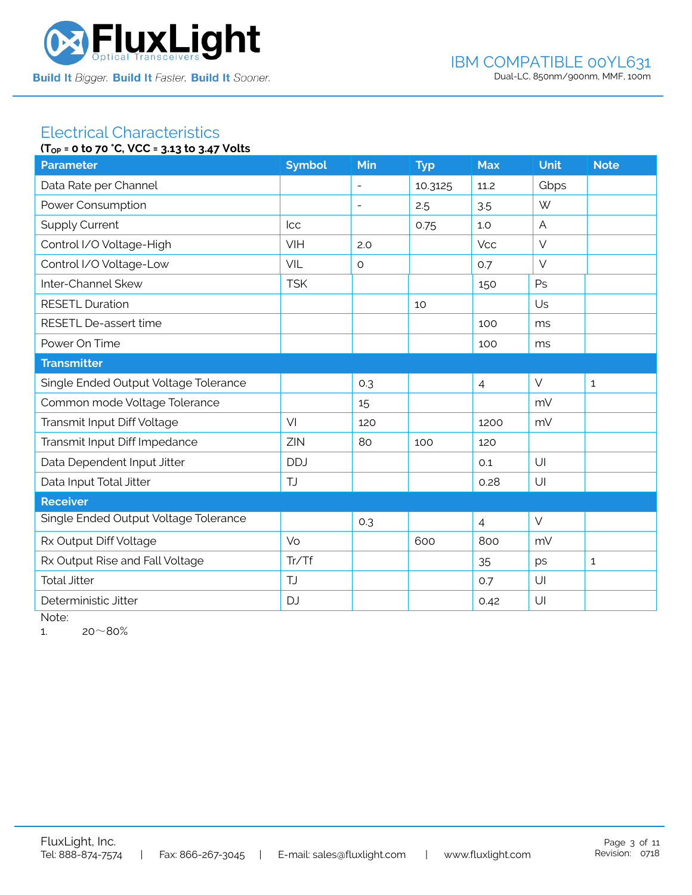## Electrical Characteristics

**($T_{OP}$ = 0 to 70 °C, VCC = 3.13 to 3.47 Volts**

| Parameter | Symbol | Min | Typ | Max | Unit | Note |
|---|---|---|---|---|---|---|
| Data Rate per Channel | | - | 10.3125 | 11.2 | Gbps | |
| Power Consumption | | - | 2.5 | 3.5 | W | |
| Supply Current | Icc | | 0.75 | 1.0 | A | |
| Control I/O Voltage-High | VIH | 2.0 | | Vcc | V | |
| Control I/O Voltage-Low | VIL | 0 | | 0.7 | V | |
| Inter-Channel Skew | TSK | | | 150 | Ps | |
| RESETL Duration | | | 10 | | Us | |
| RESETL De-assert time | | | | 100 | ms | |
| Power On Time | | | | 100 | ms | |
| **Transmitter** | | | | | | |
| Single Ended Output Voltage Tolerance | | 0.3 | | 4 | V | 1 |
| Common mode Voltage Tolerance | | 15 | | | mV | |
| Transmit Input Diff Voltage | VI | 120 | | 1200 | mV | |
| Transmit Input Diff Impedance | ZIN | 80 | 100 | 120 | | |
| Data Dependent Input Jitter | DDJ | | | 0.1 | UI | |
| Data Input Total Jitter | TJ | | | 0.28 | UI | |
| **Receiver** | | | | | | |
| Single Ended Output Voltage Tolerance | | 0.3 | | 4 | V | |
| Rx Output Diff Voltage | Vo | | 600 | 800 | mV | |
| Rx Output Rise and Fall Voltage | Tr/Tf | | | 35 | ps | 1 |
| Total Jitter | TJ | | | 0.7 | UI | |
| Deterministic Jitter | DJ | | | 0.42 | UI | |

Note:

1. 20～80%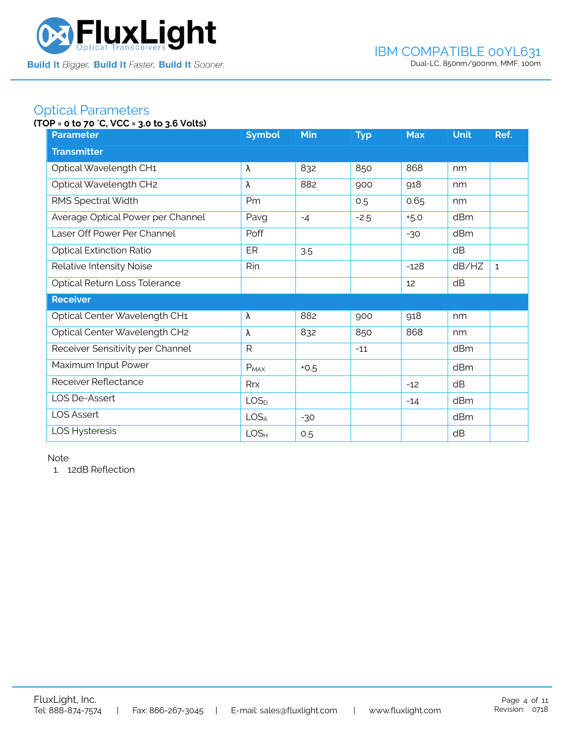## Optical Parameters

**(TOP = 0 to 70 °C, VCC = 3.0 to 3.6 Volts)**

| Parameter | Symbol | Min | Typ | Max | Unit | Ref. |
|---|---|---|---|---|---|---|
| **Transmitter** | | | | | | |
| Optical Wavelength CH1 | λ | 832 | 850 | 868 | nm | |
| Optical Wavelength CH2 | λ | 882 | 900 | 918 | nm | |
| RMS Spectral Width | Pm | | 0.5 | 0.65 | nm | |
| Average Optical Power per Channel | Pavg | -4 | -2.5 | +5.0 | dBm | |
| Laser Off Power Per Channel | Poff | | | -30 | dBm | |
| Optical Extinction Ratio | ER | 3.5 | | | dB | |
| Relative Intensity Noise | Rin | | | -128 | dB/HZ | 1 |
| Optical Return Loss Tolerance | | | | 12 | dB | |
| **Receiver** | | | | | | |
| Optical Center Wavelength CH1 | λ | 882 | 900 | 918 | nm | |
| Optical Center Wavelength CH2 | λ | 832 | 850 | 868 | nm | |
| Receiver Sensitivity per Channel | R | | -11 | | dBm | |
| Maximum Input Power | $P_{MAX}$ | +0.5 | | | dBm | |
| Receiver Reflectance | Rrx | | | -12 | dB | |
| LOS De-Assert | $LOS_D$ | | | -14 | dBm | |
| LOS Assert | $LOS_A$ | -30 | | | dBm | |
| LOS Hysteresis | $LOS_H$ | 0.5 | | | dB | |

Note

1. 12dB Reflection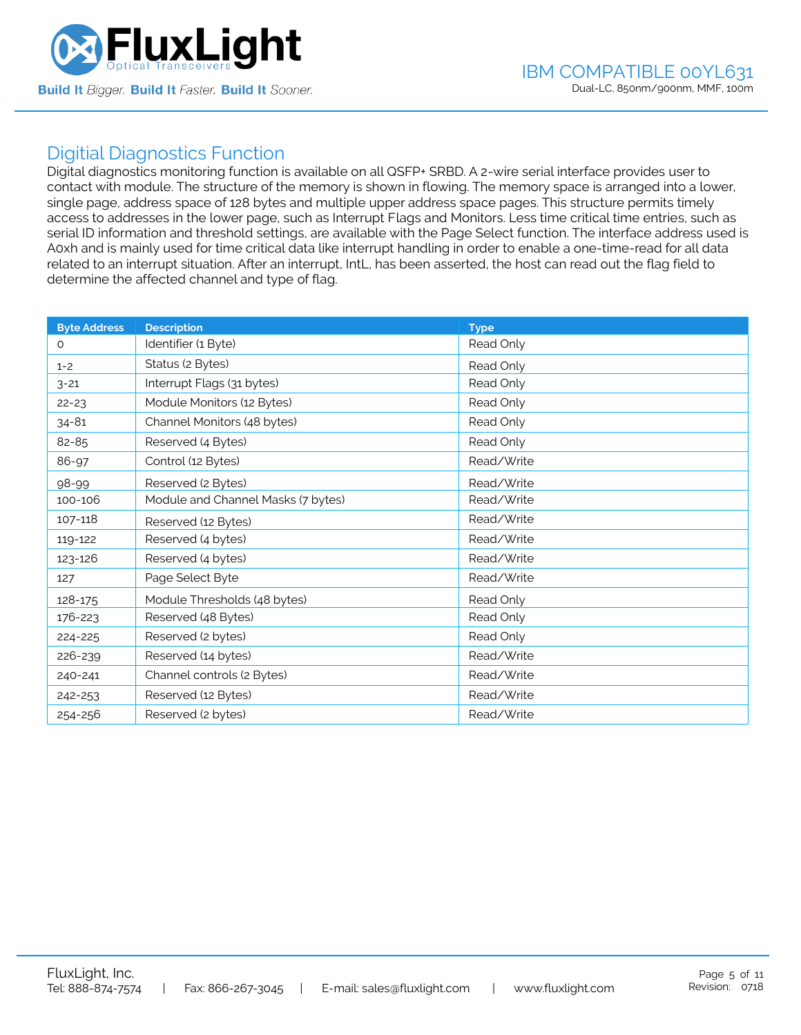## Digitial Diagnostics Function

Digital diagnostics monitoring function is available on all QSFP+ SRBD. A 2-wire serial interface provides user to contact with module. The structure of the memory is shown in flowing. The memory space is arranged into a lower, single page, address space of 128 bytes and multiple upper address space pages. This structure permits timely access to addresses in the lower page, such as Interrupt Flags and Monitors. Less time critical time entries, such as serial ID information and threshold settings, are available with the Page Select function. The interface address used is A0xh and is mainly used for time critical data like interrupt handling in order to enable a one-time-read for all data related to an interrupt situation. After an interrupt, IntL, has been asserted, the host can read out the flag field to determine the affected channel and type of flag.

| Byte Address | Description | Type |
| --- | --- | --- |
| 0 | Identifier (1 Byte) | Read Only |
| 1-2 | Status (2 Bytes) | Read Only |
| 3-21 | Interrupt Flags (31 bytes) | Read Only |
| 22-23 | Module Monitors (12 Bytes) | Read Only |
| 34-81 | Channel Monitors (48 bytes) | Read Only |
| 82-85 | Reserved (4 Bytes) | Read Only |
| 86-97 | Control (12 Bytes) | Read/Write |
| 98-99 | Reserved (2 Bytes) | Read/Write |
| 100-106 | Module and Channel Masks (7 bytes) | Read/Write |
| 107-118 | Reserved (12 Bytes) | Read/Write |
| 119-122 | Reserved (4 bytes) | Read/Write |
| 123-126 | Reserved (4 bytes) | Read/Write |
| 127 | Page Select Byte | Read/Write |
| 128-175 | Module Thresholds (48 bytes) | Read Only |
| 176-223 | Reserved (48 Bytes) | Read Only |
| 224-225 | Reserved (2 bytes) | Read Only |
| 226-239 | Reserved (14 bytes) | Read/Write |
| 240-241 | Channel controls (2 Bytes) | Read/Write |
| 242-253 | Reserved (12 Bytes) | Read/Write |
| 254-256 | Reserved (2 bytes) | Read/Write |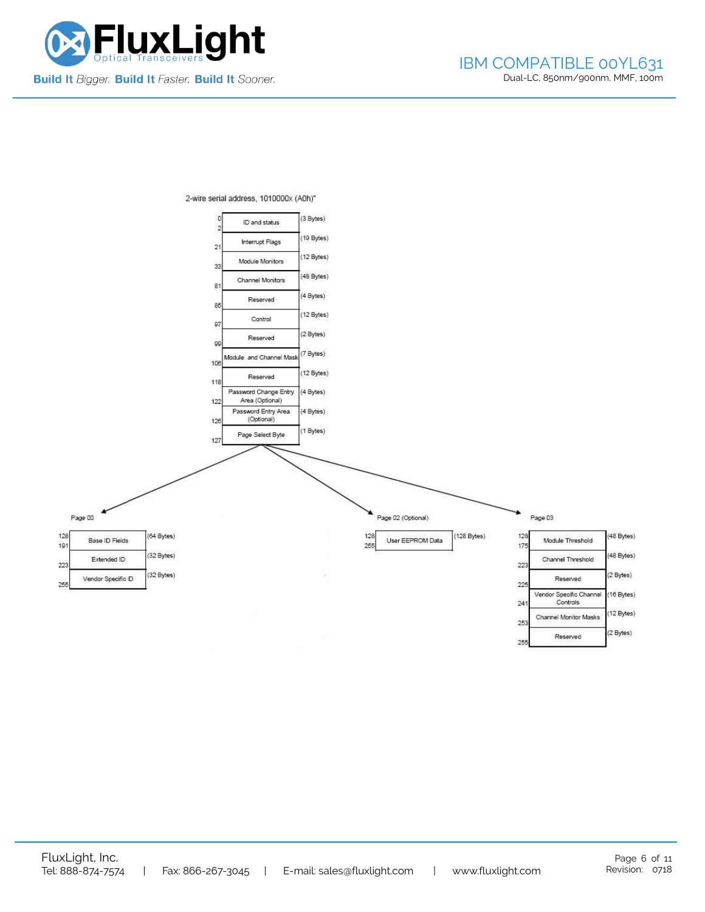2-wire serial address, 1010000x (A0h)"

| Address | Field | Size |
|---|---|---|
| 0-2 | ID and status | (3 Bytes) |
| 21 | Interrupt Flags | (19 Bytes) |
| 33 | Module Monitors | (12 Bytes) |
| 81 | Channel Monitors | (48 Bytes) |
| 85 | Reserved | (4 Bytes) |
| 97 | Control | (12 Bytes) |
| 99 | Reserved | (2 Bytes) |
| 106 | Module and Channel Mask | (7 Bytes) |
| 118 | Reserved | (12 Bytes) |
| 122 | Password Change Entry Area (Optional) | (4 Bytes) |
| 126 | Password Entry Area (Optional) | (4 Bytes) |
| 127 | Page Select Byte | (1 Bytes) |

Page 00

| Address | Field | Size |
|---|---|---|
| 128-191 | Base ID Fields | (64 Bytes) |
| 223 | Extended ID | (32 Bytes) |
| 255 | Vendor Specific ID | (32 Bytes) |

Page 02 (Optional)

| Address | Field | Size |
|---|---|---|
| 128-255 | User EEPROM Data | (128 Bytes) |

Page 03

| Address | Field | Size |
|---|---|---|
| 128-175 | Module Threshold | (48 Bytes) |
| 223 | Channel Threshold | (48 Bytes) |
| 225 | Reserved | (2 Bytes) |
| 241 | Vendor Specific Channel Controls | (16 Bytes) |
| 253 | Channel Monitor Masks | (12 Bytes) |
| 255 | Reserved | (2 Bytes) |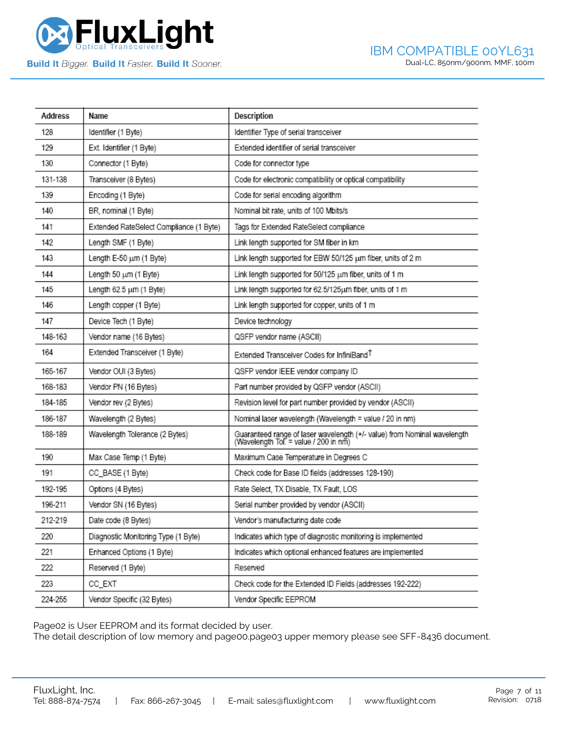| Address | Name | Description |
|---|---|---|
| 128 | Identifier (1 Byte) | Identifier Type of serial transceiver |
| 129 | Ext. Identifier (1 Byte) | Extended identifier of serial transceiver |
| 130 | Connector (1 Byte) | Code for connector type |
| 131-138 | Transceiver (8 Bytes) | Code for electronic compatibility or optical compatibility |
| 139 | Encoding (1 Byte) | Code for serial encoding algorithm |
| 140 | BR, nominal (1 Byte) | Nominal bit rate, units of 100 Mbits/s |
| 141 | Extended RateSelect Compliance (1 Byte) | Tags for Extended RateSelect compliance |
| 142 | Length SMF (1 Byte) | Link length supported for SM fiber in km |
| 143 | Length E-50 μm (1 Byte) | Link length supported for EBW 50/125 μm fiber, units of 2 m |
| 144 | Length 50 μm (1 Byte) | Link length supported for 50/125 μm fiber, units of 1 m |
| 145 | Length 62.5 μm (1 Byte) | Link length supported for 62.5/125μm fiber, units of 1 m |
| 146 | Length copper (1 Byte) | Link length supported for copper, units of 1 m |
| 147 | Device Tech (1 Byte) | Device technology |
| 148-163 | Vendor name (16 Bytes) | QSFP vendor name (ASCII) |
| 164 | Extended Transceiver (1 Byte) | Extended Transceiver Codes for InfiniBand† |
| 165-167 | Vendor OUI (3 Bytes) | QSFP vendor IEEE vendor company ID |
| 168-183 | Vendor PN (16 Bytes) | Part number provided by QSFP vendor (ASCII) |
| 184-185 | Vendor rev (2 Bytes) | Revision level for part number provided by vendor (ASCII) |
| 186-187 | Wavelength (2 Bytes) | Nominal laser wavelength (Wavelength = value / 20 in nm) |
| 188-189 | Wavelength Tolerance (2 Bytes) | Guaranteed range of laser wavelength (+/- value) from Nominal wavelength (Wavelength Tol. = value / 200 in nm) |
| 190 | Max Case Temp (1 Byte) | Maximum Case Temperature in Degrees C |
| 191 | CC_BASE (1 Byte) | Check code for Base ID fields (addresses 128-190) |
| 192-195 | Options (4 Bytes) | Rate Select, TX Disable, TX Fault, LOS |
| 196-211 | Vendor SN (16 Bytes) | Serial number provided by vendor (ASCII) |
| 212-219 | Date code (8 Bytes) | Vendor's manufacturing date code |
| 220 | Diagnostic Monitoring Type (1 Byte) | Indicates which type of diagnostic monitoring is implemented |
| 221 | Enhanced Options (1 Byte) | Indicates which optional enhanced features are implemented |
| 222 | Reserved (1 Byte) | Reserved |
| 223 | CC_EXT | Check code for the Extended ID Fields (addresses 192-222) |
| 224-255 | Vendor Specific (32 Bytes) | Vendor Specific EEPROM |

Page02 is User EEPROM and its format decided by user.
The detail description of low memory and page00.page03 upper memory please see SFF-8436 document.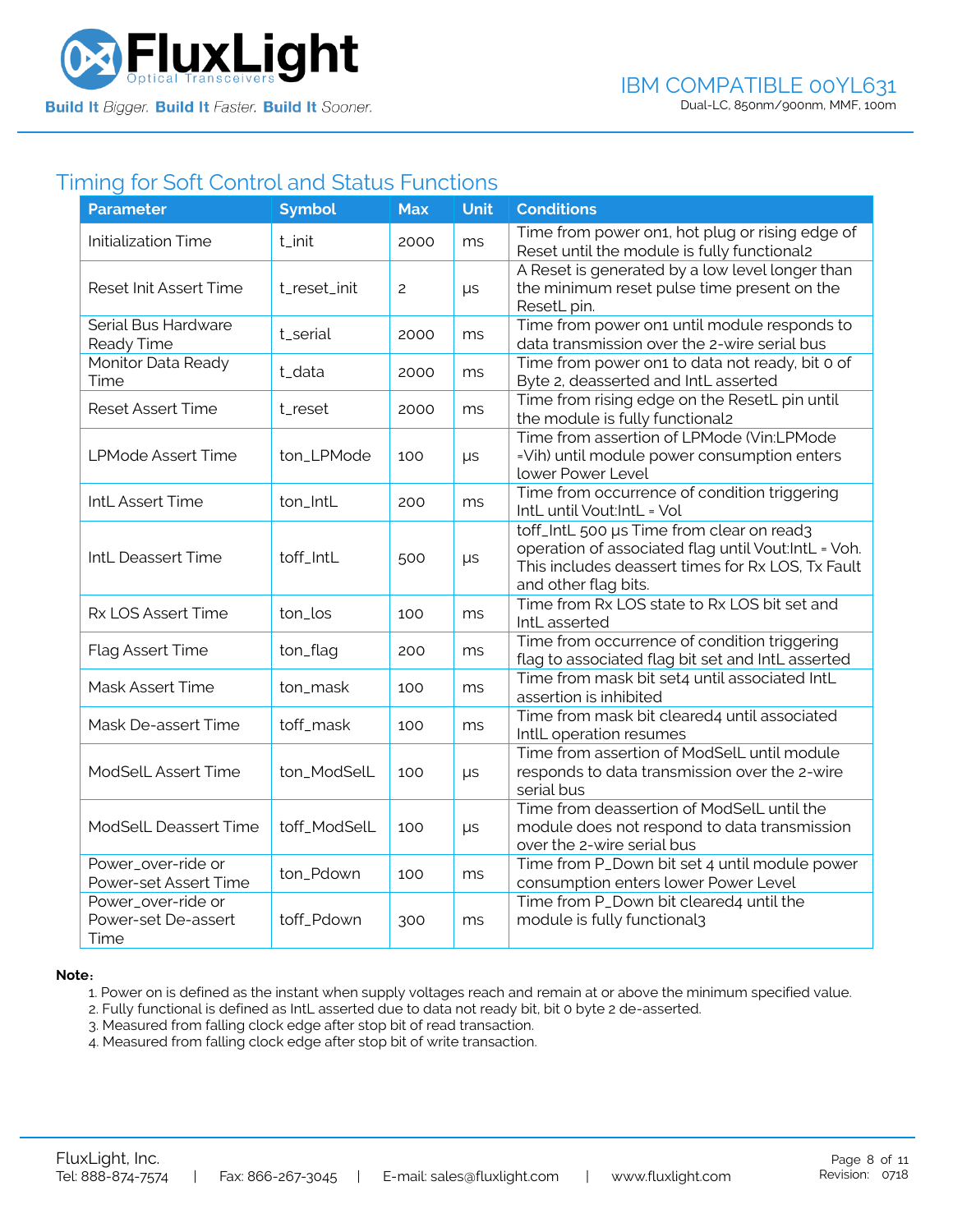## Timing for Soft Control and Status Functions

| Parameter | Symbol | Max | Unit | Conditions |
|---|---|---|---|---|
| Initialization Time | t_init | 2000 | ms | Time from power on1, hot plug or rising edge of Reset until the module is fully functional2 |
| Reset Init Assert Time | t_reset_init | 2 | μs | A Reset is generated by a low level longer than the minimum reset pulse time present on the ResetL pin. |
| Serial Bus Hardware Ready Time | t_serial | 2000 | ms | Time from power on1 until module responds to data transmission over the 2-wire serial bus |
| Monitor Data Ready Time | t_data | 2000 | ms | Time from power on1 to data not ready, bit 0 of Byte 2, deasserted and IntL asserted |
| Reset Assert Time | t_reset | 2000 | ms | Time from rising edge on the ResetL pin until the module is fully functional2 |
| LPMode Assert Time | ton_LPMode | 100 | μs | Time from assertion of LPMode (Vin:LPMode =Vih) until module power consumption enters lower Power Level |
| IntL Assert Time | ton_IntL | 200 | ms | Time from occurrence of condition triggering IntL until Vout:IntL = Vol |
| IntL Deassert Time | toff_IntL | 500 | μs | toff_IntL 500 μs Time from clear on read3 operation of associated flag until Vout:IntL = Voh. This includes deassert times for Rx LOS, Tx Fault and other flag bits. |
| Rx LOS Assert Time | ton_los | 100 | ms | Time from Rx LOS state to Rx LOS bit set and IntL asserted |
| Flag Assert Time | ton_flag | 200 | ms | Time from occurrence of condition triggering flag to associated flag bit set and IntL asserted |
| Mask Assert Time | ton_mask | 100 | ms | Time from mask bit set4 until associated IntL assertion is inhibited |
| Mask De-assert Time | toff_mask | 100 | ms | Time from mask bit cleared4 until associated IntlL operation resumes |
| ModSelL Assert Time | ton_ModSelL | 100 | μs | Time from assertion of ModSelL until module responds to data transmission over the 2-wire serial bus |
| ModSelL Deassert Time | toff_ModSelL | 100 | μs | Time from deassertion of ModSelL until the module does not respond to data transmission over the 2-wire serial bus |
| Power_over-ride or Power-set Assert Time | ton_Pdown | 100 | ms | Time from P_Down bit set 4 until module power consumption enters lower Power Level |
| Power_over-ride or Power-set De-assert Time | toff_Pdown | 300 | ms | Time from P_Down bit cleared4 until the module is fully functional3 |

**Note:**

1. Power on is defined as the instant when supply voltages reach and remain at or above the minimum specified value.
2. Fully functional is defined as IntL asserted due to data not ready bit, bit 0 byte 2 de-asserted.
3. Measured from falling clock edge after stop bit of read transaction.
4. Measured from falling clock edge after stop bit of write transaction.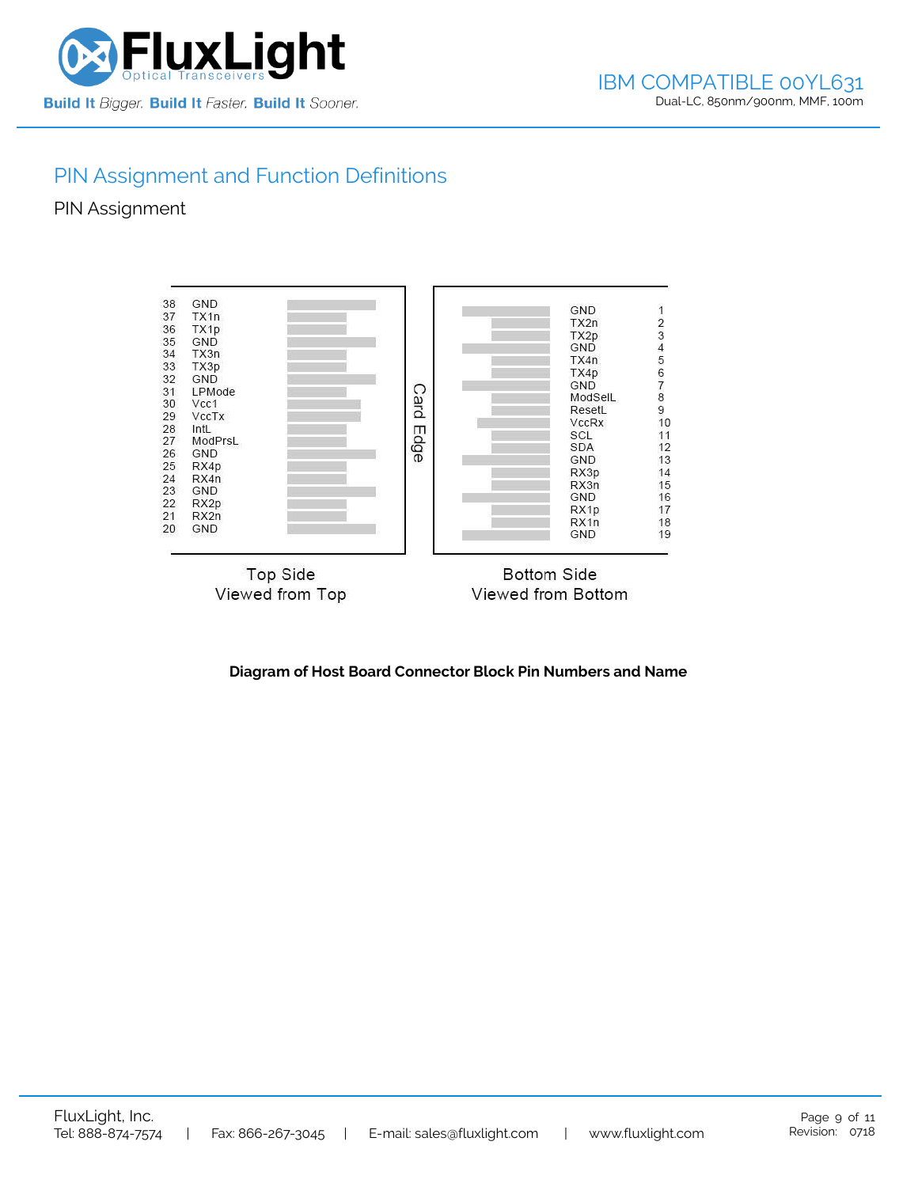## PIN Assignment and Function Definitions

### PIN Assignment

| Pin | Name | | Name | Pin |
|---|---|---|---|---|
| 38 | GND | | GND | 1 |
| 37 | TX1n | | TX2n | 2 |
| 36 | TX1p | | TX2p | 3 |
| 35 | GND | | GND | 4 |
| 34 | TX3n | | TX4n | 5 |
| 33 | TX3p | | TX4p | 6 |
| 32 | GND | | GND | 7 |
| 31 | LPMode | | ModSelL | 8 |
| 30 | Vcc1 | | ResetL | 9 |
| 29 | VccTx | | VccRx | 10 |
| 28 | IntL | | SCL | 11 |
| 27 | ModPrsL | | SDA | 12 |
| 26 | GND | | GND | 13 |
| 25 | RX4p | | RX3p | 14 |
| 24 | RX4n | | RX3n | 15 |
| 23 | GND | | GND | 16 |
| 22 | RX2p | | RX1p | 17 |
| 21 | RX2n | | RX1n | 18 |
| 20 | GND | | GND | 19 |

Card Edge

Top Side
Viewed from Top

Bottom Side
Viewed from Bottom

**Diagram of Host Board Connector Block Pin Numbers and Name**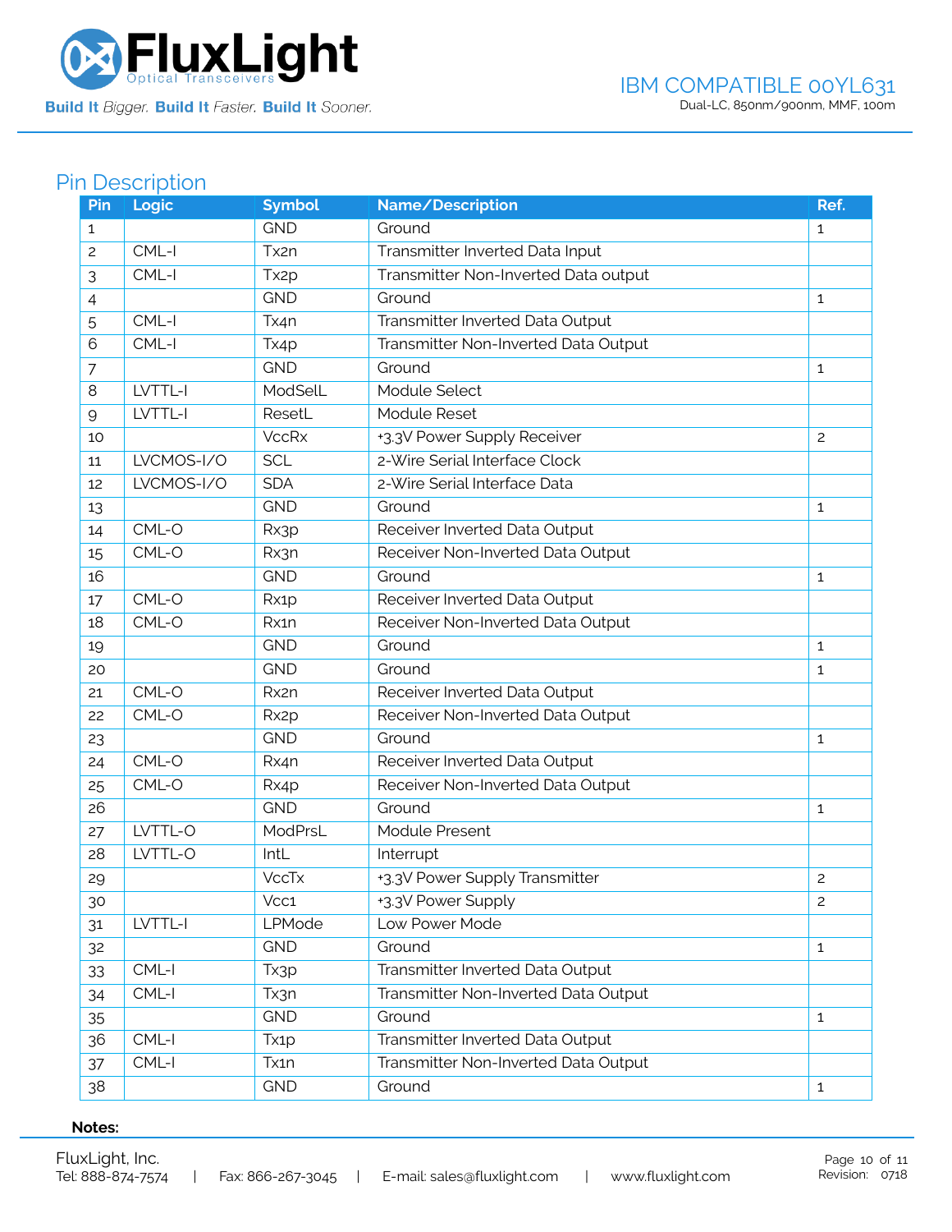## Pin Description

| Pin | Logic | Symbol | Name/Description | Ref. |
|---|---|---|---|---|
| 1 | | GND | Ground | 1 |
| 2 | CML-I | Tx2n | Transmitter Inverted Data Input | |
| 3 | CML-I | Tx2p | Transmitter Non-Inverted Data output | |
| 4 | | GND | Ground | 1 |
| 5 | CML-I | Tx4n | Transmitter Inverted Data Output | |
| 6 | CML-I | Tx4p | Transmitter Non-Inverted Data Output | |
| 7 | | GND | Ground | 1 |
| 8 | LVTTL-I | ModSelL | Module Select | |
| 9 | LVTTL-I | ResetL | Module Reset | |
| 10 | | VccRx | +3.3V Power Supply Receiver | 2 |
| 11 | LVCMOS-I/O | SCL | 2-Wire Serial Interface Clock | |
| 12 | LVCMOS-I/O | SDA | 2-Wire Serial Interface Data | |
| 13 | | GND | Ground | 1 |
| 14 | CML-O | Rx3p | Receiver Inverted Data Output | |
| 15 | CML-O | Rx3n | Receiver Non-Inverted Data Output | |
| 16 | | GND | Ground | 1 |
| 17 | CML-O | Rx1p | Receiver Inverted Data Output | |
| 18 | CML-O | Rx1n | Receiver Non-Inverted Data Output | |
| 19 | | GND | Ground | 1 |
| 20 | | GND | Ground | 1 |
| 21 | CML-O | Rx2n | Receiver Inverted Data Output | |
| 22 | CML-O | Rx2p | Receiver Non-Inverted Data Output | |
| 23 | | GND | Ground | 1 |
| 24 | CML-O | Rx4n | Receiver Inverted Data Output | |
| 25 | CML-O | Rx4p | Receiver Non-Inverted Data Output | |
| 26 | | GND | Ground | 1 |
| 27 | LVTTL-O | ModPrsL | Module Present | |
| 28 | LVTTL-O | IntL | Interrupt | |
| 29 | | VccTx | +3.3V Power Supply Transmitter | 2 |
| 30 | | Vcc1 | +3.3V Power Supply | 2 |
| 31 | LVTTL-I | LPMode | Low Power Mode | |
| 32 | | GND | Ground | 1 |
| 33 | CML-I | Tx3p | Transmitter Inverted Data Output | |
| 34 | CML-I | Tx3n | Transmitter Non-Inverted Data Output | |
| 35 | | GND | Ground | 1 |
| 36 | CML-I | Tx1p | Transmitter Inverted Data Output | |
| 37 | CML-I | Tx1n | Transmitter Non-Inverted Data Output | |
| 38 | | GND | Ground | 1 |

**Notes:**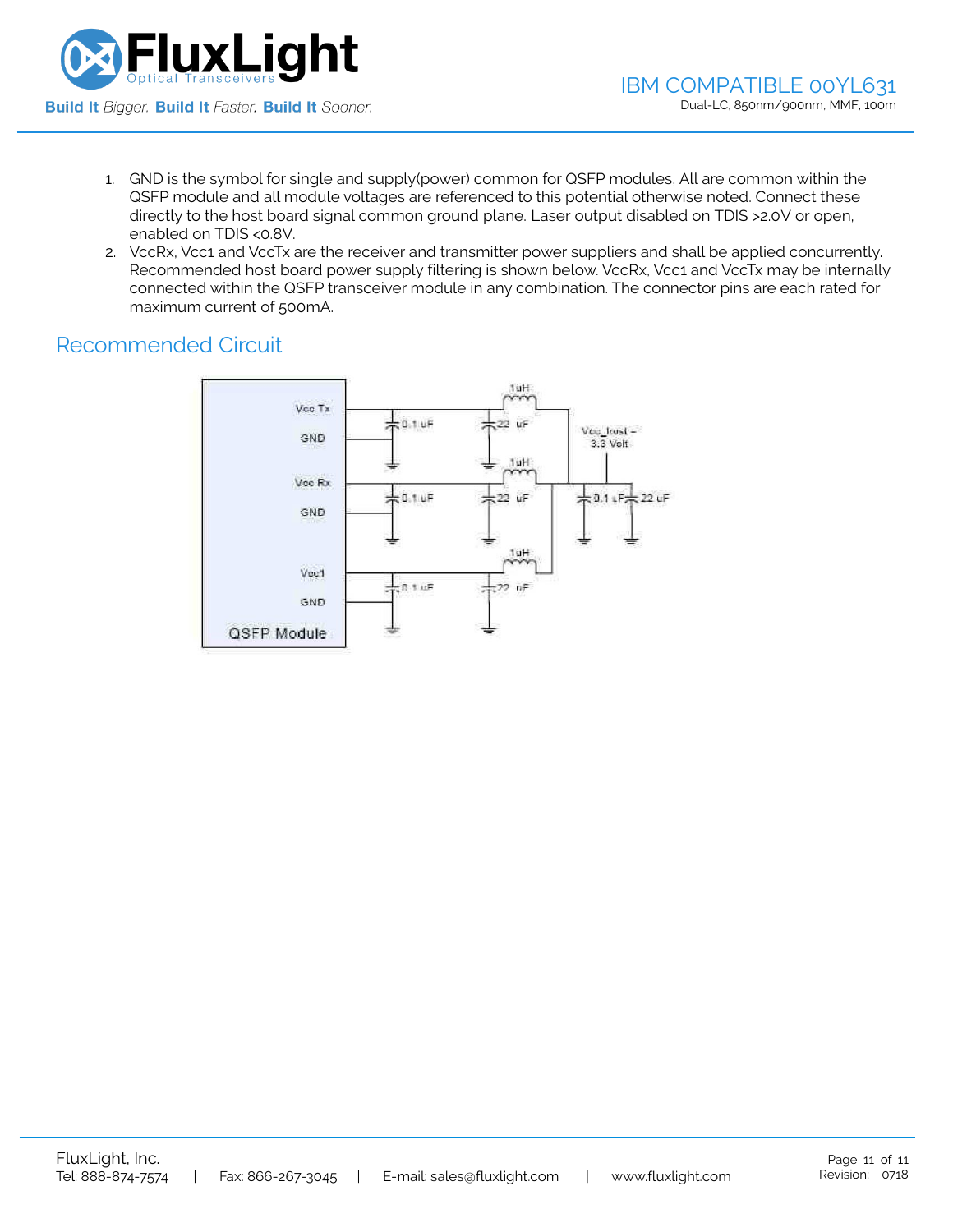1. GND is the symbol for single and supply(power) common for QSFP modules, All are common within the QSFP module and all module voltages are referenced to this potential otherwise noted. Connect these directly to the host board signal common ground plane. Laser output disabled on TDIS >2.0V or open, enabled on TDIS <0.8V.
2. VccRx, Vcc1 and VccTx are the receiver and transmitter power suppliers and shall be applied concurrently. Recommended host board power supply filtering is shown below. VccRx, Vcc1 and VccTx may be internally connected within the QSFP transceiver module in any combination. The connector pins are each rated for maximum current of 500mA.

## Recommended Circuit

Vcc Tx
GND
Vcc Rx
GND
Vcc1
GND
QSFP Module
0.1 uF
22 uF
1uH
Vcc_host = 3.3 Volt
0.1 uF
22 uF